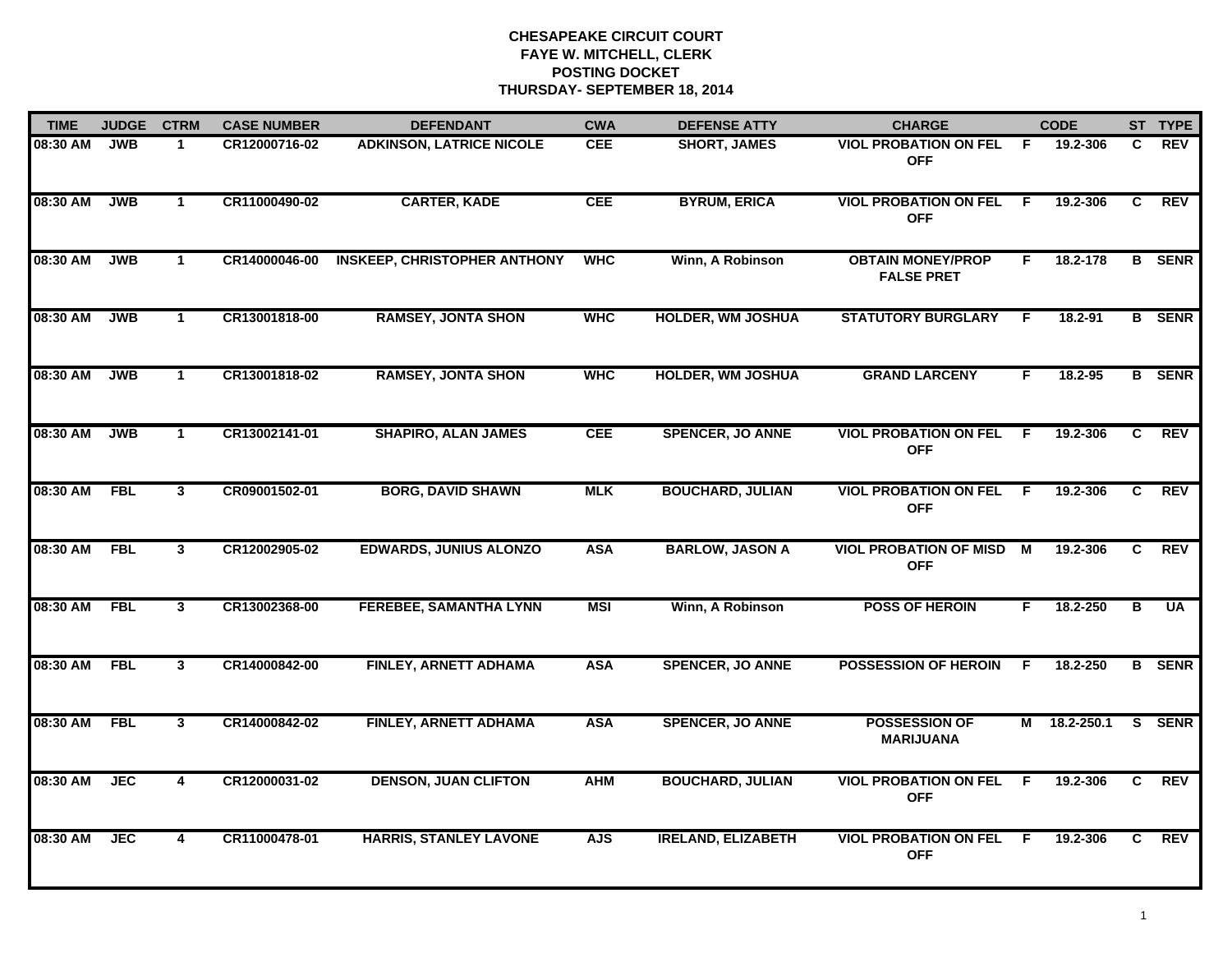**CHESAPEAKE CIRCUIT COURT**
**FAYE W. MITCHELL, CLERK**
**POSTING DOCKET**
**THURSDAY- SEPTEMBER 18, 2014**

| TIME | JUDGE | CTRM | CASE NUMBER | DEFENDANT | CWA | DEFENSE ATTY | CHARGE | | CODE | ST | TYPE |
|---|---|---|---|---|---|---|---|---|---|---|---|
| 08:30 AM | JWB | 1 | CR12000716-02 | ADKINSON, LATRICE NICOLE | CEE | SHORT, JAMES | VIOL PROBATION ON FEL OFF | F | 19.2-306 | C | REV |
| 08:30 AM | JWB | 1 | CR11000490-02 | CARTER, KADE | CEE | BYRUM, ERICA | VIOL PROBATION ON FEL OFF | F | 19.2-306 | C | REV |
| 08:30 AM | JWB | 1 | CR14000046-00 | INSKEEP, CHRISTOPHER ANTHONY | WHC | Winn, A Robinson | OBTAIN MONEY/PROP FALSE PRET | F | 18.2-178 | B | SENR |
| 08:30 AM | JWB | 1 | CR13001818-00 | RAMSEY, JONTA SHON | WHC | HOLDER, WM JOSHUA | STATUTORY BURGLARY | F | 18.2-91 | B | SENR |
| 08:30 AM | JWB | 1 | CR13001818-02 | RAMSEY, JONTA SHON | WHC | HOLDER, WM JOSHUA | GRAND LARCENY | F | 18.2-95 | B | SENR |
| 08:30 AM | JWB | 1 | CR13002141-01 | SHAPIRO, ALAN JAMES | CEE | SPENCER, JO ANNE | VIOL PROBATION ON FEL OFF | F | 19.2-306 | C | REV |
| 08:30 AM | FBL | 3 | CR09001502-01 | BORG, DAVID SHAWN | MLK | BOUCHARD, JULIAN | VIOL PROBATION ON FEL OFF | F | 19.2-306 | C | REV |
| 08:30 AM | FBL | 3 | CR12002905-02 | EDWARDS, JUNIUS ALONZO | ASA | BARLOW, JASON A | VIOL PROBATION OF MISD OFF | M | 19.2-306 | C | REV |
| 08:30 AM | FBL | 3 | CR13002368-00 | FEREBEE, SAMANTHA LYNN | MSI | Winn, A Robinson | POSS OF HEROIN | F | 18.2-250 | B | UA |
| 08:30 AM | FBL | 3 | CR14000842-00 | FINLEY, ARNETT ADHAMA | ASA | SPENCER, JO ANNE | POSSESSION OF HEROIN | F | 18.2-250 | B | SENR |
| 08:30 AM | FBL | 3 | CR14000842-02 | FINLEY, ARNETT ADHAMA | ASA | SPENCER, JO ANNE | POSSESSION OF MARIJUANA | M | 18.2-250.1 | S | SENR |
| 08:30 AM | JEC | 4 | CR12000031-02 | DENSON, JUAN CLIFTON | AHM | BOUCHARD, JULIAN | VIOL PROBATION ON FEL OFF | F | 19.2-306 | C | REV |
| 08:30 AM | JEC | 4 | CR11000478-01 | HARRIS, STANLEY LAVONE | AJS | IRELAND, ELIZABETH | VIOL PROBATION ON FEL OFF | F | 19.2-306 | C | REV |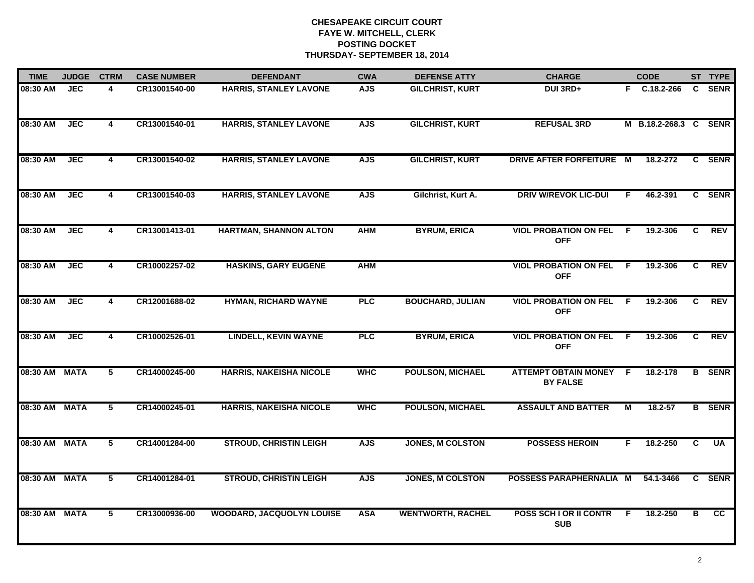**CHESAPEAKE CIRCUIT COURT**
**FAYE W. MITCHELL, CLERK**
**POSTING DOCKET**
**THURSDAY- SEPTEMBER 18, 2014**

| TIME | JUDGE | CTRM | CASE NUMBER | DEFENDANT | CWA | DEFENSE ATTY | CHARGE | | CODE | ST | TYPE |
|---|---|---|---|---|---|---|---|---|---|---|---|
| 08:30 AM | JEC | 4 | CR13001540-00 | HARRIS, STANLEY LAVONE | AJS | GILCHRIST, KURT | DUI 3RD+ | F | C.18.2-266 | C | SENR |
| 08:30 AM | JEC | 4 | CR13001540-01 | HARRIS, STANLEY LAVONE | AJS | GILCHRIST, KURT | REFUSAL 3RD | M | B.18.2-268.3 | C | SENR |
| 08:30 AM | JEC | 4 | CR13001540-02 | HARRIS, STANLEY LAVONE | AJS | GILCHRIST, KURT | DRIVE AFTER FORFEITURE | M | 18.2-272 | C | SENR |
| 08:30 AM | JEC | 4 | CR13001540-03 | HARRIS, STANLEY LAVONE | AJS | Gilchrist, Kurt A. | DRIV W/REVOK LIC-DUI | F | 46.2-391 | C | SENR |
| 08:30 AM | JEC | 4 | CR13001413-01 | HARTMAN, SHANNON ALTON | AHM | BYRUM, ERICA | VIOL PROBATION ON FEL OFF | F | 19.2-306 | C | REV |
| 08:30 AM | JEC | 4 | CR10002257-02 | HASKINS, GARY EUGENE | AHM | | VIOL PROBATION ON FEL OFF | F | 19.2-306 | C | REV |
| 08:30 AM | JEC | 4 | CR12001688-02 | HYMAN, RICHARD WAYNE | PLC | BOUCHARD, JULIAN | VIOL PROBATION ON FEL OFF | F | 19.2-306 | C | REV |
| 08:30 AM | JEC | 4 | CR10002526-01 | LINDELL, KEVIN WAYNE | PLC | BYRUM, ERICA | VIOL PROBATION ON FEL OFF | F | 19.2-306 | C | REV |
| 08:30 AM | MATA | 5 | CR14000245-00 | HARRIS, NAKEISHA NICOLE | WHC | POULSON, MICHAEL | ATTEMPT OBTAIN MONEY BY FALSE | F | 18.2-178 | B | SENR |
| 08:30 AM | MATA | 5 | CR14000245-01 | HARRIS, NAKEISHA NICOLE | WHC | POULSON, MICHAEL | ASSAULT AND BATTER | M | 18.2-57 | B | SENR |
| 08:30 AM | MATA | 5 | CR14001284-00 | STROUD, CHRISTIN LEIGH | AJS | JONES, M COLSTON | POSSESS HEROIN | F | 18.2-250 | C | UA |
| 08:30 AM | MATA | 5 | CR14001284-01 | STROUD, CHRISTIN LEIGH | AJS | JONES, M COLSTON | POSSESS PARAPHERNALIA | M | 54.1-3466 | C | SENR |
| 08:30 AM | MATA | 5 | CR13000936-00 | WOODARD, JACQUOLYN LOUISE | ASA | WENTWORTH, RACHEL | POSS SCH I OR II CONTR SUB | F | 18.2-250 | B | CC |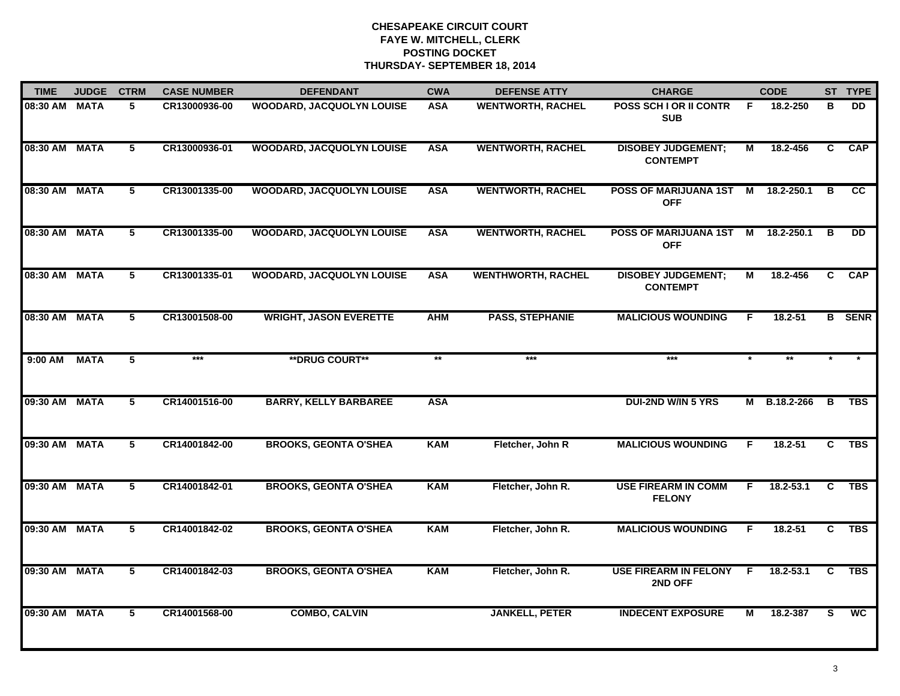# CHESAPEAKE CIRCUIT COURT
## FAYE W. MITCHELL, CLERK
## POSTING DOCKET
## THURSDAY- SEPTEMBER 18, 2014

| TIME | JUDGE | CTRM | CASE NUMBER | DEFENDANT | CWA | DEFENSE ATTY | CHARGE | | CODE | ST | TYPE |
|---|---|---|---|---|---|---|---|---|---|---|---|
| 08:30 AM | MATA | 5 | CR13000936-00 | WOODARD, JACQUOLYN LOUISE | ASA | WENTWORTH, RACHEL | POSS SCH I OR II CONTR SUB | F | 18.2-250 | B | DD |
| 08:30 AM | MATA | 5 | CR13000936-01 | WOODARD, JACQUOLYN LOUISE | ASA | WENTWORTH, RACHEL | DISOBEY JUDGEMENT; CONTEMPT | M | 18.2-456 | C | CAP |
| 08:30 AM | MATA | 5 | CR13001335-00 | WOODARD, JACQUOLYN LOUISE | ASA | WENTWORTH, RACHEL | POSS OF MARIJUANA 1ST OFF | M | 18.2-250.1 | B | CC |
| 08:30 AM | MATA | 5 | CR13001335-00 | WOODARD, JACQUOLYN LOUISE | ASA | WENTWORTH, RACHEL | POSS OF MARIJUANA 1ST OFF | M | 18.2-250.1 | B | DD |
| 08:30 AM | MATA | 5 | CR13001335-01 | WOODARD, JACQUOLYN LOUISE | ASA | WENTHWORTH, RACHEL | DISOBEY JUDGEMENT; CONTEMPT | M | 18.2-456 | C | CAP |
| 08:30 AM | MATA | 5 | CR13001508-00 | WRIGHT, JASON EVERETTE | AHM | PASS, STEPHANIE | MALICIOUS WOUNDING | F | 18.2-51 | B | SENR |
| 9:00 AM | MATA | 5 | *** | **DRUG COURT** | ** | *** | *** | * | ** | * | * |
| 09:30 AM | MATA | 5 | CR14001516-00 | BARRY, KELLY BARBAREE | ASA | | DUI-2ND W/IN 5 YRS | M | B.18.2-266 | B | TBS |
| 09:30 AM | MATA | 5 | CR14001842-00 | BROOKS, GEONTA O'SHEA | KAM | Fletcher, John R | MALICIOUS WOUNDING | F | 18.2-51 | C | TBS |
| 09:30 AM | MATA | 5 | CR14001842-01 | BROOKS, GEONTA O'SHEA | KAM | Fletcher, John R. | USE FIREARM IN COMM FELONY | F | 18.2-53.1 | C | TBS |
| 09:30 AM | MATA | 5 | CR14001842-02 | BROOKS, GEONTA O'SHEA | KAM | Fletcher, John R. | MALICIOUS WOUNDING | F | 18.2-51 | C | TBS |
| 09:30 AM | MATA | 5 | CR14001842-03 | BROOKS, GEONTA O'SHEA | KAM | Fletcher, John R. | USE FIREARM IN FELONY 2ND OFF | F | 18.2-53.1 | C | TBS |
| 09:30 AM | MATA | 5 | CR14001568-00 | COMBO, CALVIN | | JANKELL, PETER | INDECENT EXPOSURE | M | 18.2-387 | S | WC |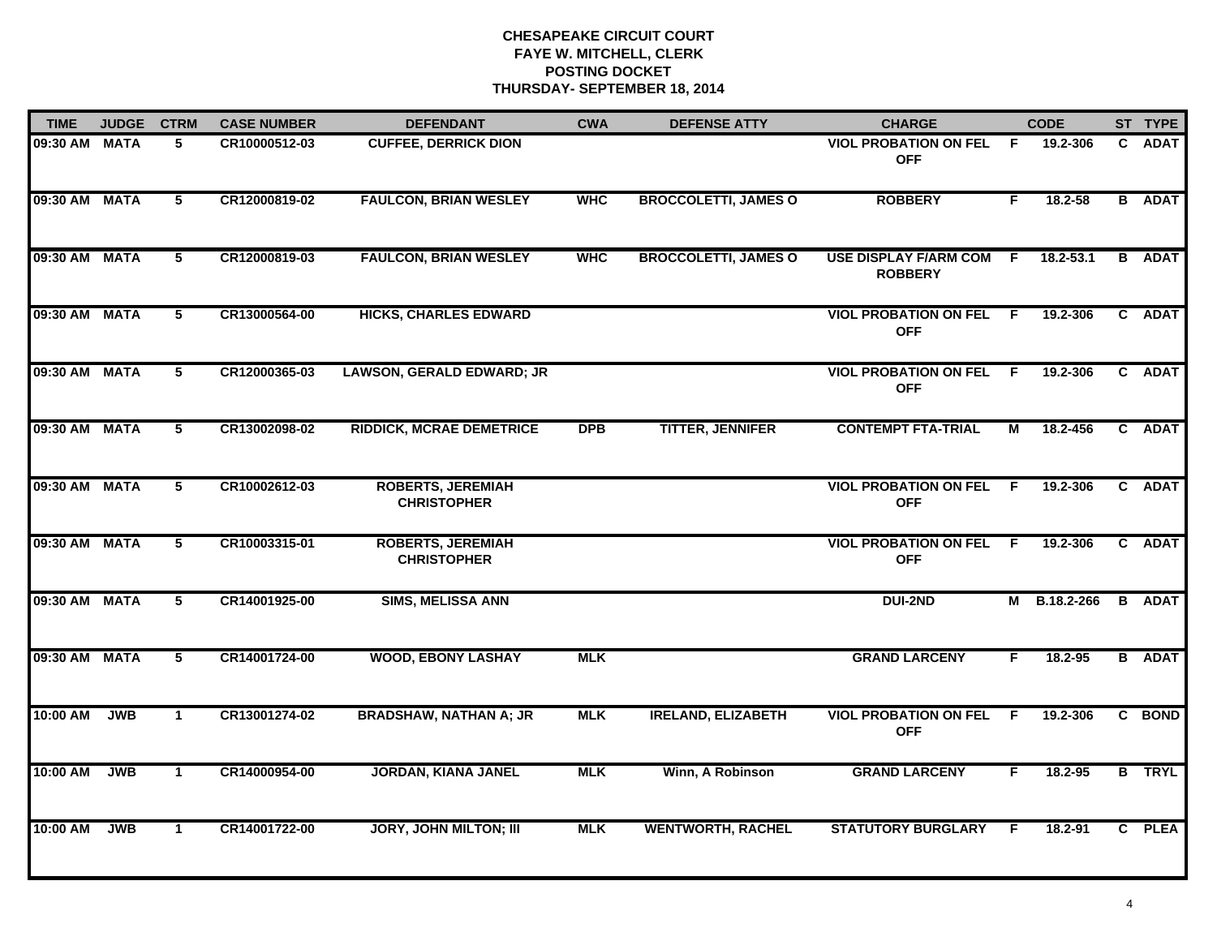**CHESAPEAKE CIRCUIT COURT**
**FAYE W. MITCHELL, CLERK**
**POSTING DOCKET**
**THURSDAY- SEPTEMBER 18, 2014**

| TIME | JUDGE | CTRM | CASE NUMBER | DEFENDANT | CWA | DEFENSE ATTY | CHARGE | | CODE | ST | TYPE |
|---|---|---|---|---|---|---|---|---|---|---|---|
| 09:30 AM | MATA | 5 | CR10000512-03 | CUFFEE, DERRICK DION | | | VIOL PROBATION ON FEL OFF | F | 19.2-306 | C | ADAT |
| 09:30 AM | MATA | 5 | CR12000819-02 | FAULCON, BRIAN WESLEY | WHC | BROCCOLETTI, JAMES O | ROBBERY | F | 18.2-58 | B | ADAT |
| 09:30 AM | MATA | 5 | CR12000819-03 | FAULCON, BRIAN WESLEY | WHC | BROCCOLETTI, JAMES O | USE DISPLAY F/ARM COM ROBBERY | F | 18.2-53.1 | B | ADAT |
| 09:30 AM | MATA | 5 | CR13000564-00 | HICKS, CHARLES EDWARD | | | VIOL PROBATION ON FEL OFF | F | 19.2-306 | C | ADAT |
| 09:30 AM | MATA | 5 | CR12000365-03 | LAWSON, GERALD EDWARD; JR | | | VIOL PROBATION ON FEL OFF | F | 19.2-306 | C | ADAT |
| 09:30 AM | MATA | 5 | CR13002098-02 | RIDDICK, MCRAE DEMETRICE | DPB | TITTER, JENNIFER | CONTEMPT FTA-TRIAL | M | 18.2-456 | C | ADAT |
| 09:30 AM | MATA | 5 | CR10002612-03 | ROBERTS, JEREMIAH CHRISTOPHER | | | VIOL PROBATION ON FEL OFF | F | 19.2-306 | C | ADAT |
| 09:30 AM | MATA | 5 | CR10003315-01 | ROBERTS, JEREMIAH CHRISTOPHER | | | VIOL PROBATION ON FEL OFF | F | 19.2-306 | C | ADAT |
| 09:30 AM | MATA | 5 | CR14001925-00 | SIMS, MELISSA ANN | | | DUI-2ND | M | B.18.2-266 | B | ADAT |
| 09:30 AM | MATA | 5 | CR14001724-00 | WOOD, EBONY LASHAY | MLK | | GRAND LARCENY | F | 18.2-95 | B | ADAT |
| 10:00 AM | JWB | 1 | CR13001274-02 | BRADSHAW, NATHAN A; JR | MLK | IRELAND, ELIZABETH | VIOL PROBATION ON FEL OFF | F | 19.2-306 | C | BOND |
| 10:00 AM | JWB | 1 | CR14000954-00 | JORDAN, KIANA JANEL | MLK | Winn, A Robinson | GRAND LARCENY | F | 18.2-95 | B | TRYL |
| 10:00 AM | JWB | 1 | CR14001722-00 | JORY, JOHN MILTON; III | MLK | WENTWORTH, RACHEL | STATUTORY BURGLARY | F | 18.2-91 | C | PLEA |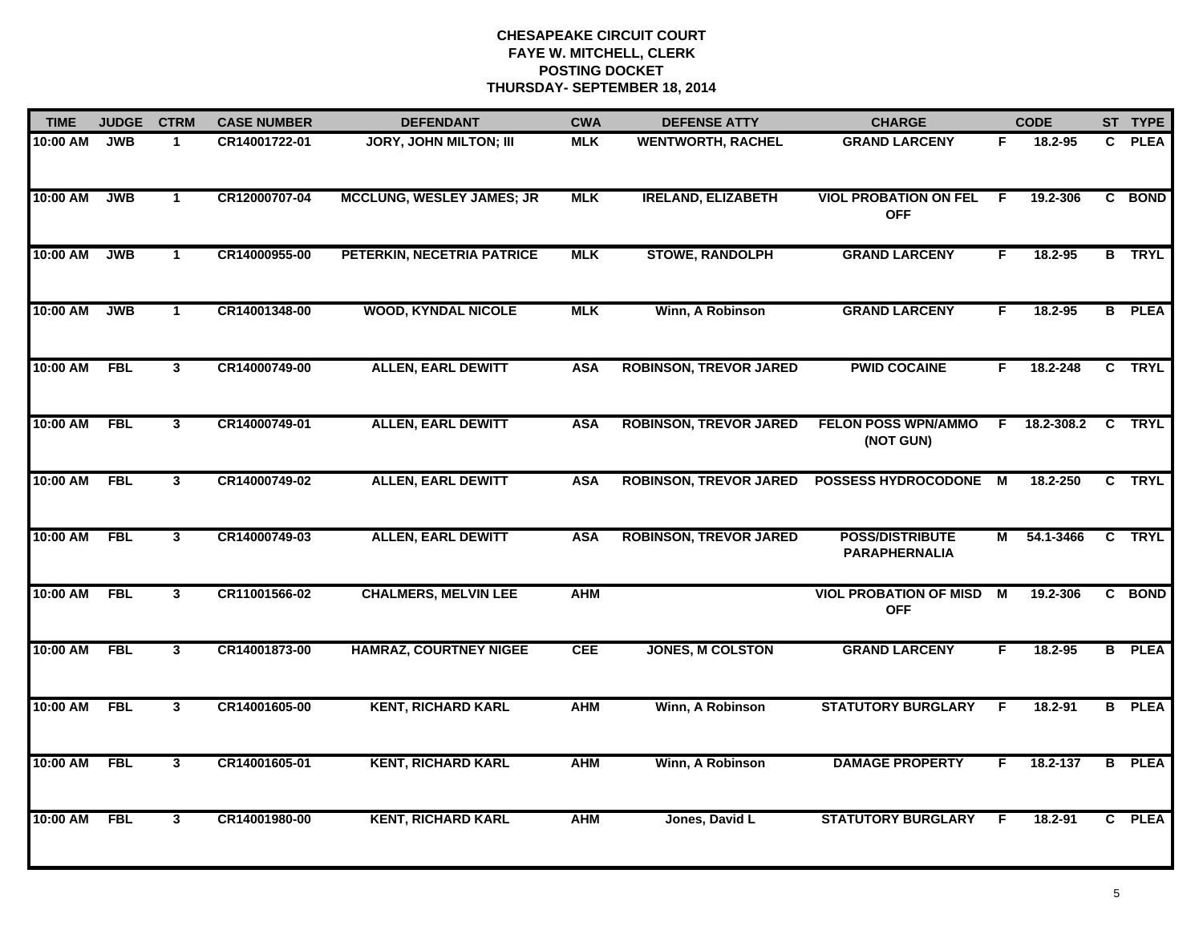# CHESAPEAKE CIRCUIT COURT
## FAYE W. MITCHELL, CLERK
## POSTING DOCKET
## THURSDAY- SEPTEMBER 18, 2014

| TIME | JUDGE | CTRM | CASE NUMBER | DEFENDANT | CWA | DEFENSE ATTY | CHARGE | | CODE | ST | TYPE |
|---|---|---|---|---|---|---|---|---|---|---|---|
| 10:00 AM | JWB | 1 | CR14001722-01 | JORY, JOHN MILTON; III | MLK | WENTWORTH, RACHEL | GRAND LARCENY | F | 18.2-95 | C | PLEA |
| 10:00 AM | JWB | 1 | CR12000707-04 | MCCLUNG, WESLEY JAMES; JR | MLK | IRELAND, ELIZABETH | VIOL PROBATION ON FEL OFF | F | 19.2-306 | C | BOND |
| 10:00 AM | JWB | 1 | CR14000955-00 | PETERKIN, NECETRIA PATRICE | MLK | STOWE, RANDOLPH | GRAND LARCENY | F | 18.2-95 | B | TRYL |
| 10:00 AM | JWB | 1 | CR14001348-00 | WOOD, KYNDAL NICOLE | MLK | Winn, A Robinson | GRAND LARCENY | F | 18.2-95 | B | PLEA |
| 10:00 AM | FBL | 3 | CR14000749-00 | ALLEN, EARL DEWITT | ASA | ROBINSON, TREVOR JARED | PWID COCAINE | F | 18.2-248 | C | TRYL |
| 10:00 AM | FBL | 3 | CR14000749-01 | ALLEN, EARL DEWITT | ASA | ROBINSON, TREVOR JARED | FELON POSS WPN/AMMO (NOT GUN) | F | 18.2-308.2 | C | TRYL |
| 10:00 AM | FBL | 3 | CR14000749-02 | ALLEN, EARL DEWITT | ASA | ROBINSON, TREVOR JARED | POSSESS HYDROCODONE | M | 18.2-250 | C | TRYL |
| 10:00 AM | FBL | 3 | CR14000749-03 | ALLEN, EARL DEWITT | ASA | ROBINSON, TREVOR JARED | POSS/DISTRIBUTE PARAPHERNALIA | M | 54.1-3466 | C | TRYL |
| 10:00 AM | FBL | 3 | CR11001566-02 | CHALMERS, MELVIN LEE | AHM | | VIOL PROBATION OF MISD OFF | M | 19.2-306 | C | BOND |
| 10:00 AM | FBL | 3 | CR14001873-00 | HAMRAZ, COURTNEY NIGEE | CEE | JONES, M COLSTON | GRAND LARCENY | F | 18.2-95 | B | PLEA |
| 10:00 AM | FBL | 3 | CR14001605-00 | KENT, RICHARD KARL | AHM | Winn, A Robinson | STATUTORY BURGLARY | F | 18.2-91 | B | PLEA |
| 10:00 AM | FBL | 3 | CR14001605-01 | KENT, RICHARD KARL | AHM | Winn, A Robinson | DAMAGE PROPERTY | F | 18.2-137 | B | PLEA |
| 10:00 AM | FBL | 3 | CR14001980-00 | KENT, RICHARD KARL | AHM | Jones, David L | STATUTORY BURGLARY | F | 18.2-91 | C | PLEA |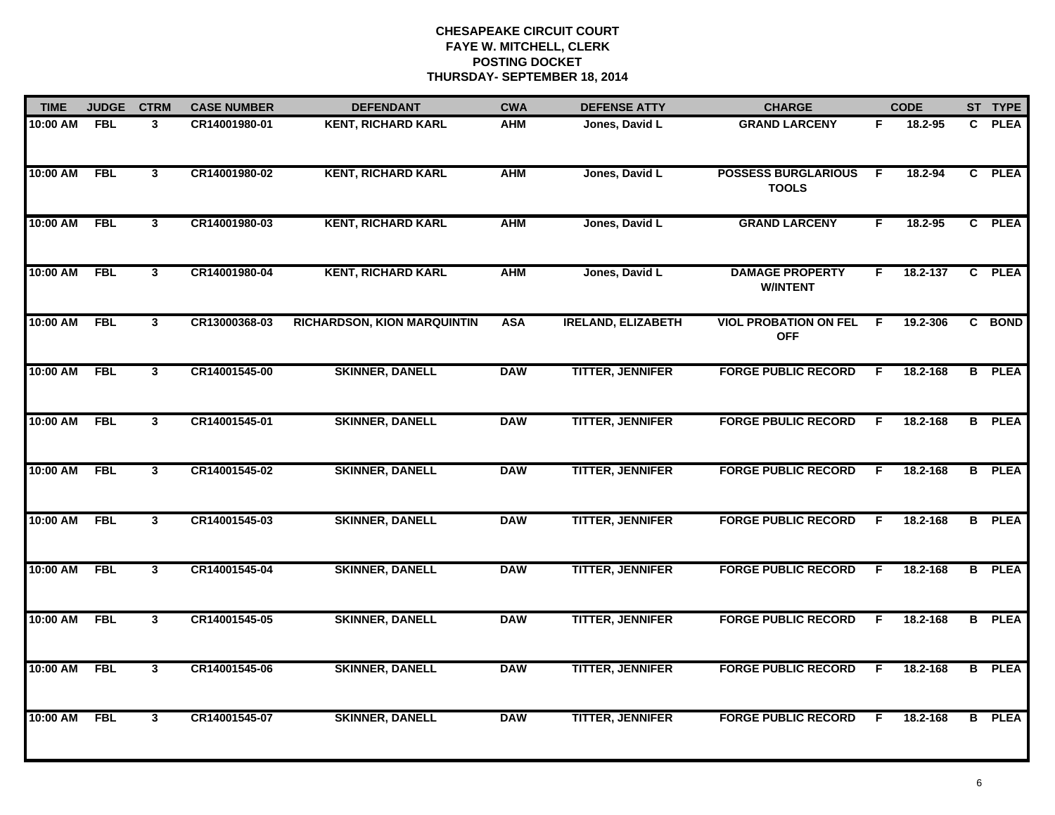# CHESAPEAKE CIRCUIT COURT
## FAYE W. MITCHELL, CLERK
## POSTING DOCKET
## THURSDAY- SEPTEMBER 18, 2014

| TIME | JUDGE | CTRM | CASE NUMBER | DEFENDANT | CWA | DEFENSE ATTY | CHARGE | | CODE | ST | TYPE |
|---|---|---|---|---|---|---|---|---|---|---|---|
| 10:00 AM | FBL | 3 | CR14001980-01 | KENT, RICHARD KARL | AHM | Jones, David L | GRAND LARCENY | F | 18.2-95 | C | PLEA |
| 10:00 AM | FBL | 3 | CR14001980-02 | KENT, RICHARD KARL | AHM | Jones, David L | POSSESS BURGLARIOUS TOOLS | F | 18.2-94 | C | PLEA |
| 10:00 AM | FBL | 3 | CR14001980-03 | KENT, RICHARD KARL | AHM | Jones, David L | GRAND LARCENY | F | 18.2-95 | C | PLEA |
| 10:00 AM | FBL | 3 | CR14001980-04 | KENT, RICHARD KARL | AHM | Jones, David L | DAMAGE PROPERTY W/INTENT | F | 18.2-137 | C | PLEA |
| 10:00 AM | FBL | 3 | CR13000368-03 | RICHARDSON, KION MARQUINTIN | ASA | IRELAND, ELIZABETH | VIOL PROBATION ON FEL OFF | F | 19.2-306 | C | BOND |
| 10:00 AM | FBL | 3 | CR14001545-00 | SKINNER, DANELL | DAW | TITTER, JENNIFER | FORGE PUBLIC RECORD | F | 18.2-168 | B | PLEA |
| 10:00 AM | FBL | 3 | CR14001545-01 | SKINNER, DANELL | DAW | TITTER, JENNIFER | FORGE PBULIC RECORD | F | 18.2-168 | B | PLEA |
| 10:00 AM | FBL | 3 | CR14001545-02 | SKINNER, DANELL | DAW | TITTER, JENNIFER | FORGE PUBLIC RECORD | F | 18.2-168 | B | PLEA |
| 10:00 AM | FBL | 3 | CR14001545-03 | SKINNER, DANELL | DAW | TITTER, JENNIFER | FORGE PUBLIC RECORD | F | 18.2-168 | B | PLEA |
| 10:00 AM | FBL | 3 | CR14001545-04 | SKINNER, DANELL | DAW | TITTER, JENNIFER | FORGE PUBLIC RECORD | F | 18.2-168 | B | PLEA |
| 10:00 AM | FBL | 3 | CR14001545-05 | SKINNER, DANELL | DAW | TITTER, JENNIFER | FORGE PUBLIC RECORD | F | 18.2-168 | B | PLEA |
| 10:00 AM | FBL | 3 | CR14001545-06 | SKINNER, DANELL | DAW | TITTER, JENNIFER | FORGE PUBLIC RECORD | F | 18.2-168 | B | PLEA |
| 10:00 AM | FBL | 3 | CR14001545-07 | SKINNER, DANELL | DAW | TITTER, JENNIFER | FORGE PUBLIC RECORD | F | 18.2-168 | B | PLEA |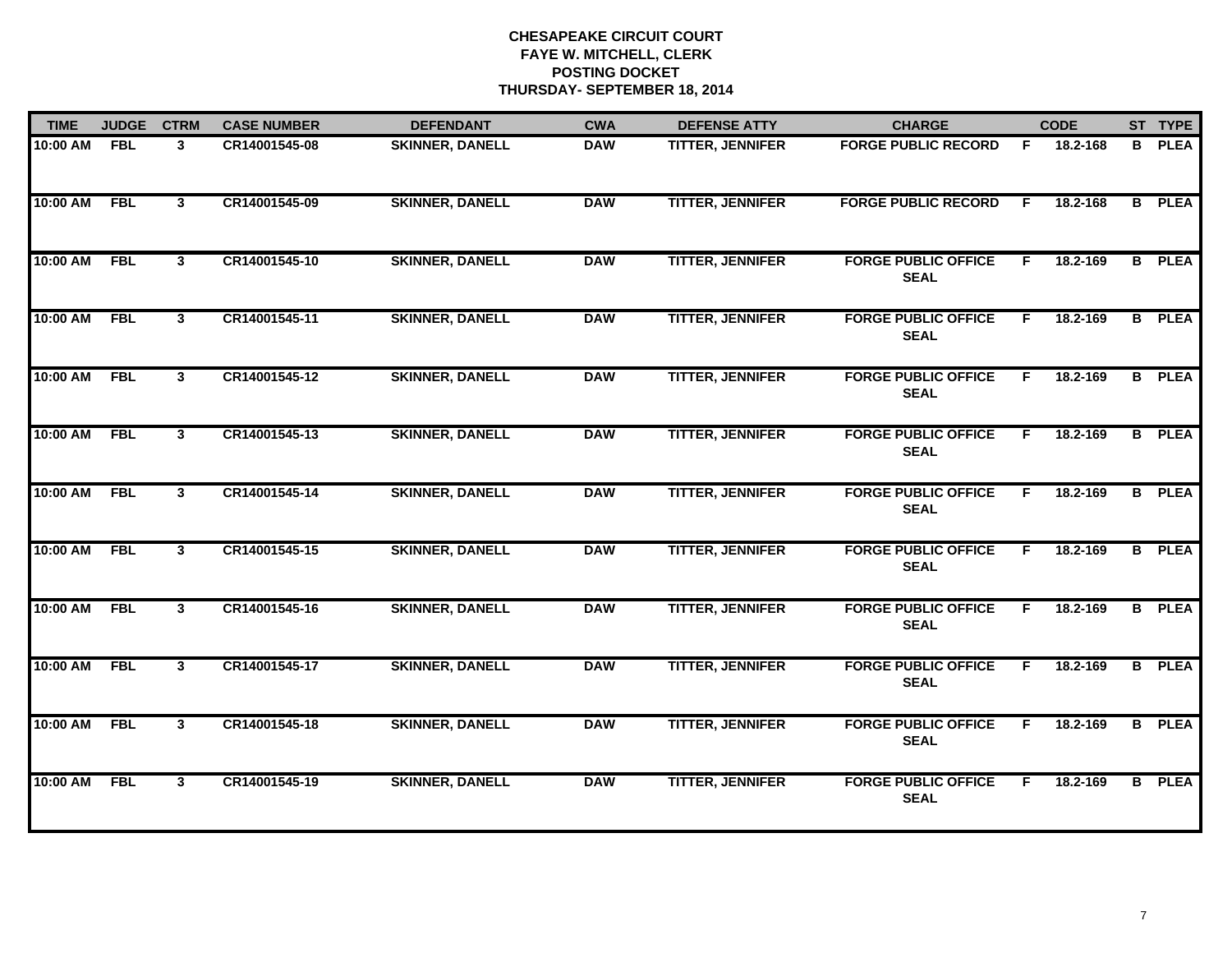**CHESAPEAKE CIRCUIT COURT**
**FAYE W. MITCHELL, CLERK**
**POSTING DOCKET**
**THURSDAY- SEPTEMBER 18, 2014**

| TIME | JUDGE | CTRM | CASE NUMBER | DEFENDANT | CWA | DEFENSE ATTY | CHARGE | | CODE | ST | TYPE |
|---|---|---|---|---|---|---|---|---|---|---|---|
| 10:00 AM | FBL | 3 | CR14001545-08 | SKINNER, DANELL | DAW | TITTER, JENNIFER | FORGE PUBLIC RECORD | F | 18.2-168 | B | PLEA |
| 10:00 AM | FBL | 3 | CR14001545-09 | SKINNER, DANELL | DAW | TITTER, JENNIFER | FORGE PUBLIC RECORD | F | 18.2-168 | B | PLEA |
| 10:00 AM | FBL | 3 | CR14001545-10 | SKINNER, DANELL | DAW | TITTER, JENNIFER | FORGE PUBLIC OFFICE SEAL | F | 18.2-169 | B | PLEA |
| 10:00 AM | FBL | 3 | CR14001545-11 | SKINNER, DANELL | DAW | TITTER, JENNIFER | FORGE PUBLIC OFFICE SEAL | F | 18.2-169 | B | PLEA |
| 10:00 AM | FBL | 3 | CR14001545-12 | SKINNER, DANELL | DAW | TITTER, JENNIFER | FORGE PUBLIC OFFICE SEAL | F | 18.2-169 | B | PLEA |
| 10:00 AM | FBL | 3 | CR14001545-13 | SKINNER, DANELL | DAW | TITTER, JENNIFER | FORGE PUBLIC OFFICE SEAL | F | 18.2-169 | B | PLEA |
| 10:00 AM | FBL | 3 | CR14001545-14 | SKINNER, DANELL | DAW | TITTER, JENNIFER | FORGE PUBLIC OFFICE SEAL | F | 18.2-169 | B | PLEA |
| 10:00 AM | FBL | 3 | CR14001545-15 | SKINNER, DANELL | DAW | TITTER, JENNIFER | FORGE PUBLIC OFFICE SEAL | F | 18.2-169 | B | PLEA |
| 10:00 AM | FBL | 3 | CR14001545-16 | SKINNER, DANELL | DAW | TITTER, JENNIFER | FORGE PUBLIC OFFICE SEAL | F | 18.2-169 | B | PLEA |
| 10:00 AM | FBL | 3 | CR14001545-17 | SKINNER, DANELL | DAW | TITTER, JENNIFER | FORGE PUBLIC OFFICE SEAL | F | 18.2-169 | B | PLEA |
| 10:00 AM | FBL | 3 | CR14001545-18 | SKINNER, DANELL | DAW | TITTER, JENNIFER | FORGE PUBLIC OFFICE SEAL | F | 18.2-169 | B | PLEA |
| 10:00 AM | FBL | 3 | CR14001545-19 | SKINNER, DANELL | DAW | TITTER, JENNIFER | FORGE PUBLIC OFFICE SEAL | F | 18.2-169 | B | PLEA |